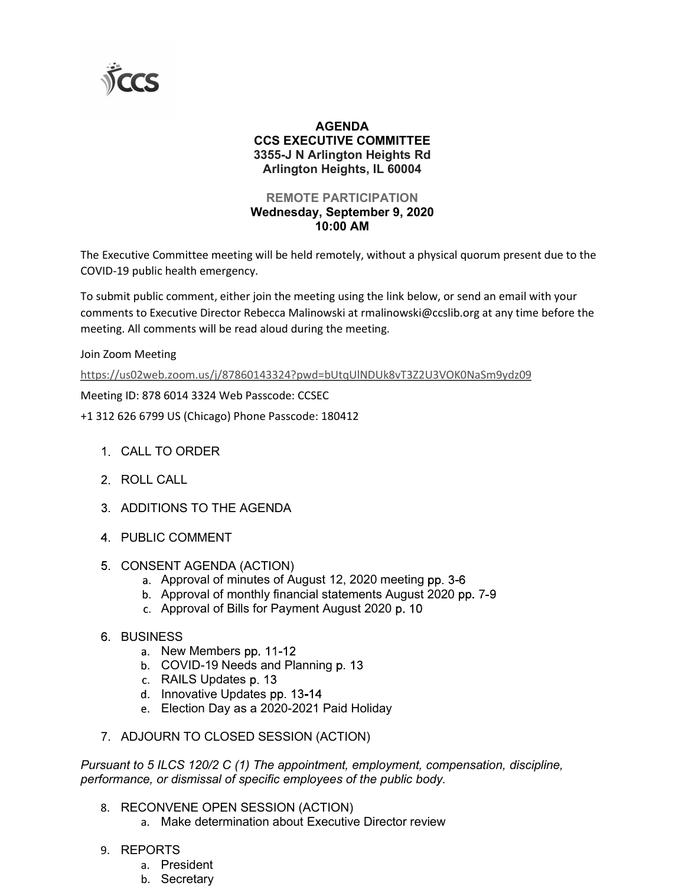# AGENDA
## CCS EXECUTIVE COMMITTEE
**3355-J N Arlington Heights Rd**
**Arlington Heights, IL 60004**

**REMOTE PARTICIPATION**
**Wednesday, September 9, 2020**
**10:00 AM**

The Executive Committee meeting will be held remotely, without a physical quorum present due to the COVID-19 public health emergency.

To submit public comment, either join the meeting using the link below, or send an email with your comments to Executive Director Rebecca Malinowski at rmalinowski@ccslib.org at any time before the meeting. All comments will be read aloud during the meeting.

Join Zoom Meeting

https://us02web.zoom.us/j/87860143324?pwd=bUtqUlNDUk8vT3Z2U3VOK0NaSm9ydz09

Meeting ID: 878 6014 3324 Web Passcode: CCSEC

+1 312 626 6799 US (Chicago) Phone Passcode: 180412

1. CALL TO ORDER
2. ROLL CALL
3. ADDITIONS TO THE AGENDA
4. PUBLIC COMMENT
5. CONSENT AGENDA (ACTION)
    a. Approval of minutes of August 12, 2020 meeting pp. 3-6
    b. Approval of monthly financial statements August 2020 pp. 7-9
    c. Approval of Bills for Payment August 2020 p. 10
6. BUSINESS
    a. New Members pp. 11-12
    b. COVID-19 Needs and Planning p. 13
    c. RAILS Updates p. 13
    d. Innovative Updates pp. 13-14
    e. Election Day as a 2020-2021 Paid Holiday
7. ADJOURN TO CLOSED SESSION (ACTION)

*Pursuant to 5 ILCS 120/2 C (1) The appointment, employment, compensation, discipline, performance, or dismissal of specific employees of the public body.*

8. RECONVENE OPEN SESSION (ACTION)
    a. Make determination about Executive Director review
9. REPORTS
    a. President
    b. Secretary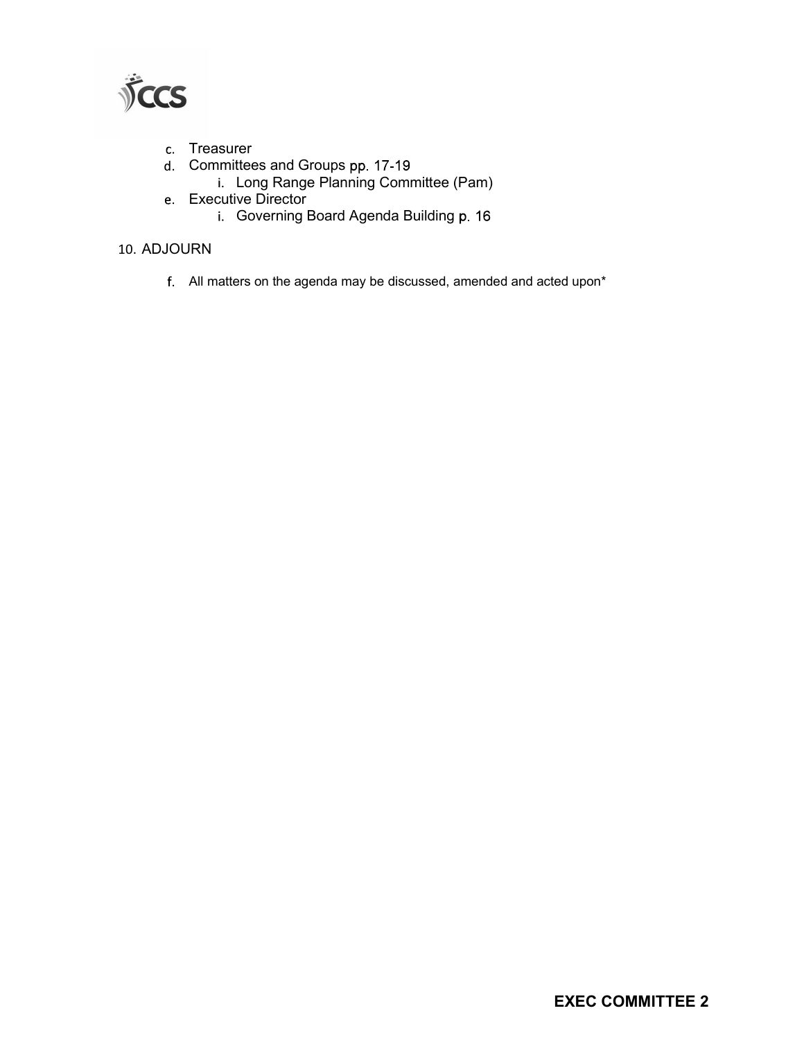c. Treasurer
d. Committees and Groups pp. 17-19
    i. Long Range Planning Committee (Pam)
e. Executive Director
    i. Governing Board Agenda Building p. 16

10. ADJOURN

f. All matters on the agenda may be discussed, amended and acted upon*